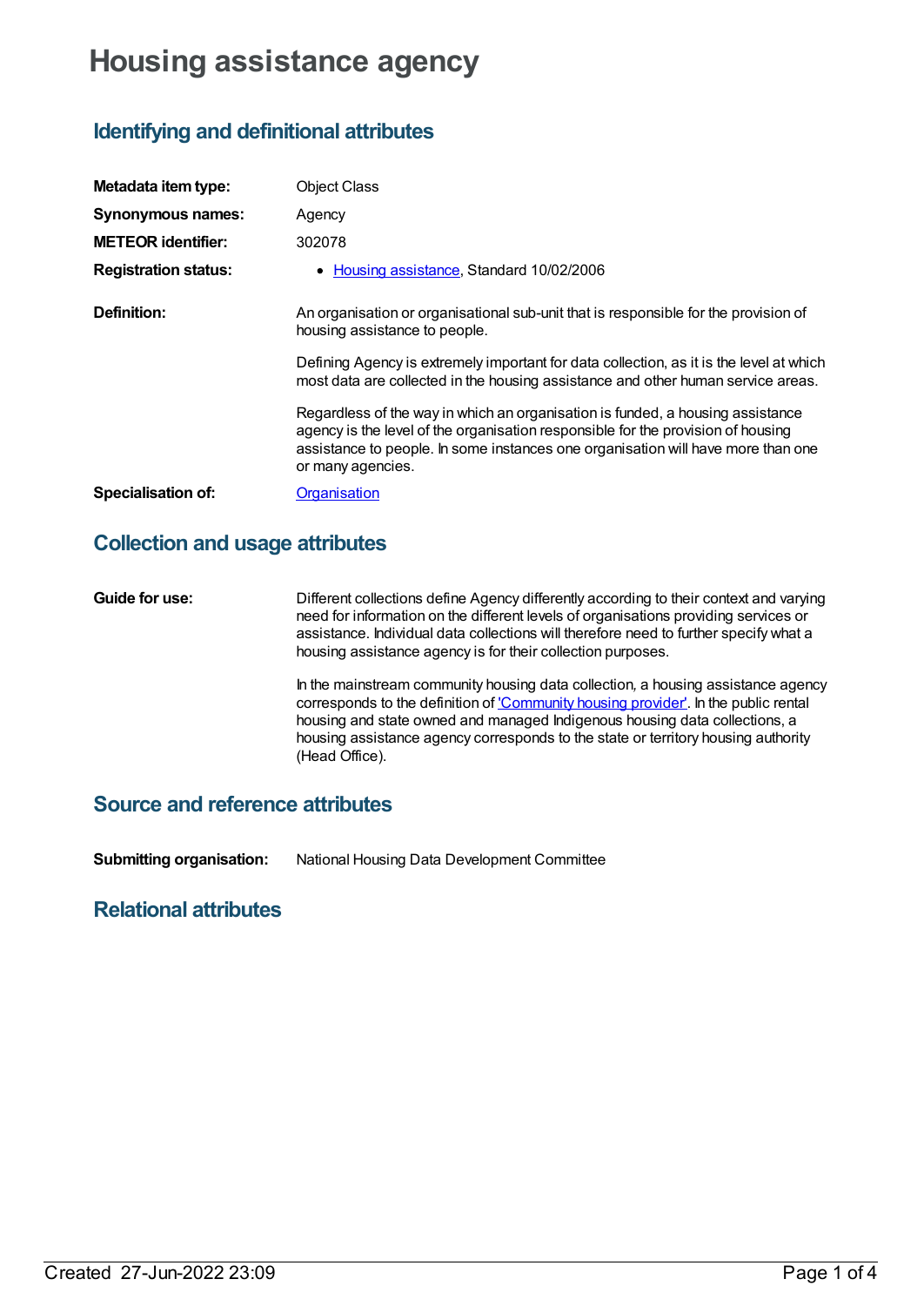# Housing assistance agency

## Identifying and definitional attributes

| | |
|---|---|
| **Metadata item type:** | Object Class |
| **Synonymous names:** | Agency |
| **METEOR identifier:** | 302078 |
| **Registration status:** | • Housing assistance, Standard 10/02/2006 |
| **Definition:** | An organisation or organisational sub-unit that is responsible for the provision of housing assistance to people.<br><br>Defining Agency is extremely important for data collection, as it is the level at which most data are collected in the housing assistance and other human service areas.<br><br>Regardless of the way in which an organisation is funded, a housing assistance agency is the level of the organisation responsible for the provision of housing assistance to people. In some instances one organisation will have more than one or many agencies. |
| **Specialisation of:** | Organisation |

## Collection and usage attributes

| | |
|---|---|
| **Guide for use:** | Different collections define Agency differently according to their context and varying need for information on the different levels of organisations providing services or assistance. Individual data collections will therefore need to further specify what a housing assistance agency is for their collection purposes.<br><br>In the mainstream community housing data collection, a housing assistance agency corresponds to the definition of 'Community housing provider'. In the public rental housing and state owned and managed Indigenous housing data collections, a housing assistance agency corresponds to the state or territory housing authority (Head Office). |

## Source and reference attributes

| | |
|---|---|
| **Submitting organisation:** | National Housing Data Development Committee |

## Relational attributes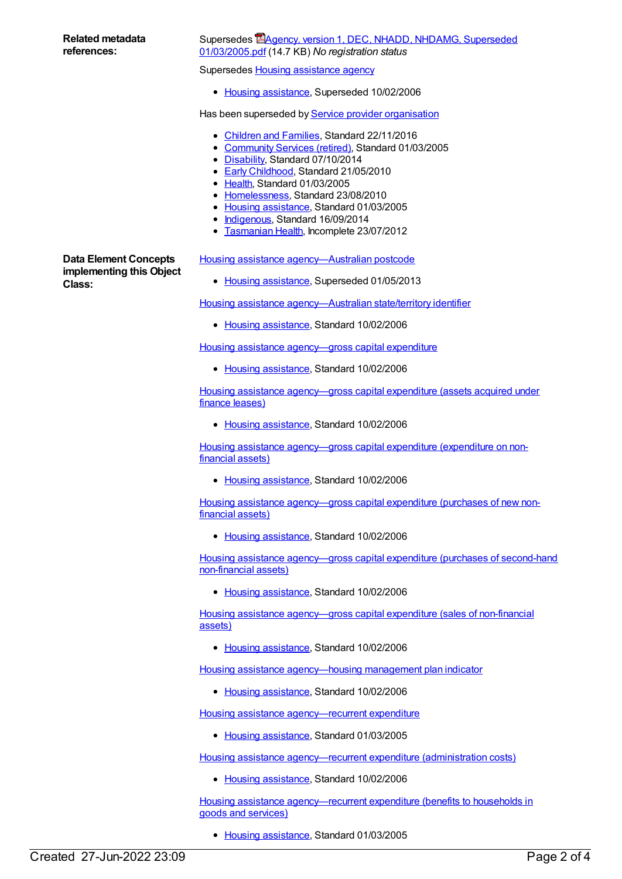**Related metadata references:**

Supersedes Agency, version 1, DEC, NHADD, NHDAMG, Superseded 01/03/2005.pdf (14.7 KB) *No registration status*

Supersedes Housing assistance agency

- Housing assistance, Superseded 10/02/2006

Has been superseded by Service provider organisation

- Children and Families, Standard 22/11/2016
- Community Services (retired), Standard 01/03/2005
- Disability, Standard 07/10/2014
- Early Childhood, Standard 21/05/2010
- Health, Standard 01/03/2005
- Homelessness, Standard 23/08/2010
- Housing assistance, Standard 01/03/2005
- Indigenous, Standard 16/09/2014
- Tasmanian Health, Incomplete 23/07/2012

**Data Element Concepts implementing this Object Class:**

Housing assistance agency—Australian postcode

- Housing assistance, Superseded 01/05/2013

Housing assistance agency—Australian state/territory identifier

- Housing assistance, Standard 10/02/2006

Housing assistance agency—gross capital expenditure

- Housing assistance, Standard 10/02/2006

Housing assistance agency—gross capital expenditure (assets acquired under finance leases)

- Housing assistance, Standard 10/02/2006

Housing assistance agency—gross capital expenditure (expenditure on non-financial assets)

- Housing assistance, Standard 10/02/2006

Housing assistance agency—gross capital expenditure (purchases of new non-financial assets)

- Housing assistance, Standard 10/02/2006

Housing assistance agency—gross capital expenditure (purchases of second-hand non-financial assets)

- Housing assistance, Standard 10/02/2006

Housing assistance agency—gross capital expenditure (sales of non-financial assets)

- Housing assistance, Standard 10/02/2006

Housing assistance agency—housing management plan indicator

- Housing assistance, Standard 10/02/2006

Housing assistance agency—recurrent expenditure

- Housing assistance, Standard 01/03/2005

Housing assistance agency—recurrent expenditure (administration costs)

- Housing assistance, Standard 10/02/2006

Housing assistance agency—recurrent expenditure (benefits to households in goods and services)

- Housing assistance, Standard 01/03/2005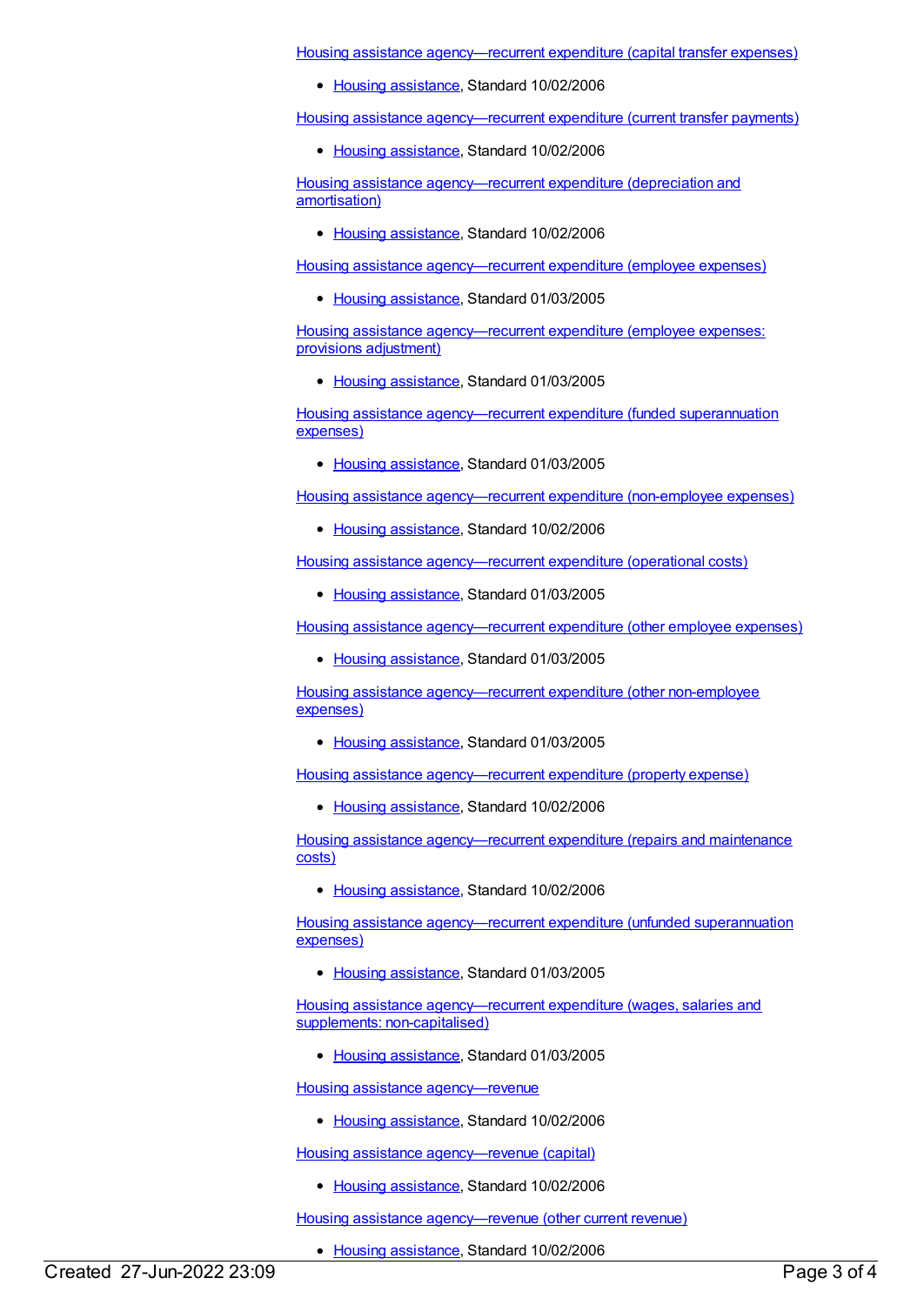Housing assistance agency—recurrent expenditure (capital transfer expenses)

- Housing assistance, Standard 10/02/2006

Housing assistance agency—recurrent expenditure (current transfer payments)

- Housing assistance, Standard 10/02/2006

Housing assistance agency—recurrent expenditure (depreciation and amortisation)

- Housing assistance, Standard 10/02/2006

Housing assistance agency—recurrent expenditure (employee expenses)

- Housing assistance, Standard 01/03/2005

Housing assistance agency—recurrent expenditure (employee expenses: provisions adjustment)

- Housing assistance, Standard 01/03/2005

Housing assistance agency—recurrent expenditure (funded superannuation expenses)

- Housing assistance, Standard 01/03/2005

Housing assistance agency—recurrent expenditure (non-employee expenses)

- Housing assistance, Standard 10/02/2006

Housing assistance agency—recurrent expenditure (operational costs)

- Housing assistance, Standard 01/03/2005

Housing assistance agency—recurrent expenditure (other employee expenses)

- Housing assistance, Standard 01/03/2005

Housing assistance agency—recurrent expenditure (other non-employee expenses)

- Housing assistance, Standard 01/03/2005

Housing assistance agency—recurrent expenditure (property expense)

- Housing assistance, Standard 10/02/2006

Housing assistance agency—recurrent expenditure (repairs and maintenance costs)

- Housing assistance, Standard 10/02/2006

Housing assistance agency—recurrent expenditure (unfunded superannuation expenses)

- Housing assistance, Standard 01/03/2005

Housing assistance agency—recurrent expenditure (wages, salaries and supplements: non-capitalised)

- Housing assistance, Standard 01/03/2005

Housing assistance agency—revenue

- Housing assistance, Standard 10/02/2006

Housing assistance agency—revenue (capital)

- Housing assistance, Standard 10/02/2006

Housing assistance agency—revenue (other current revenue)

- Housing assistance, Standard 10/02/2006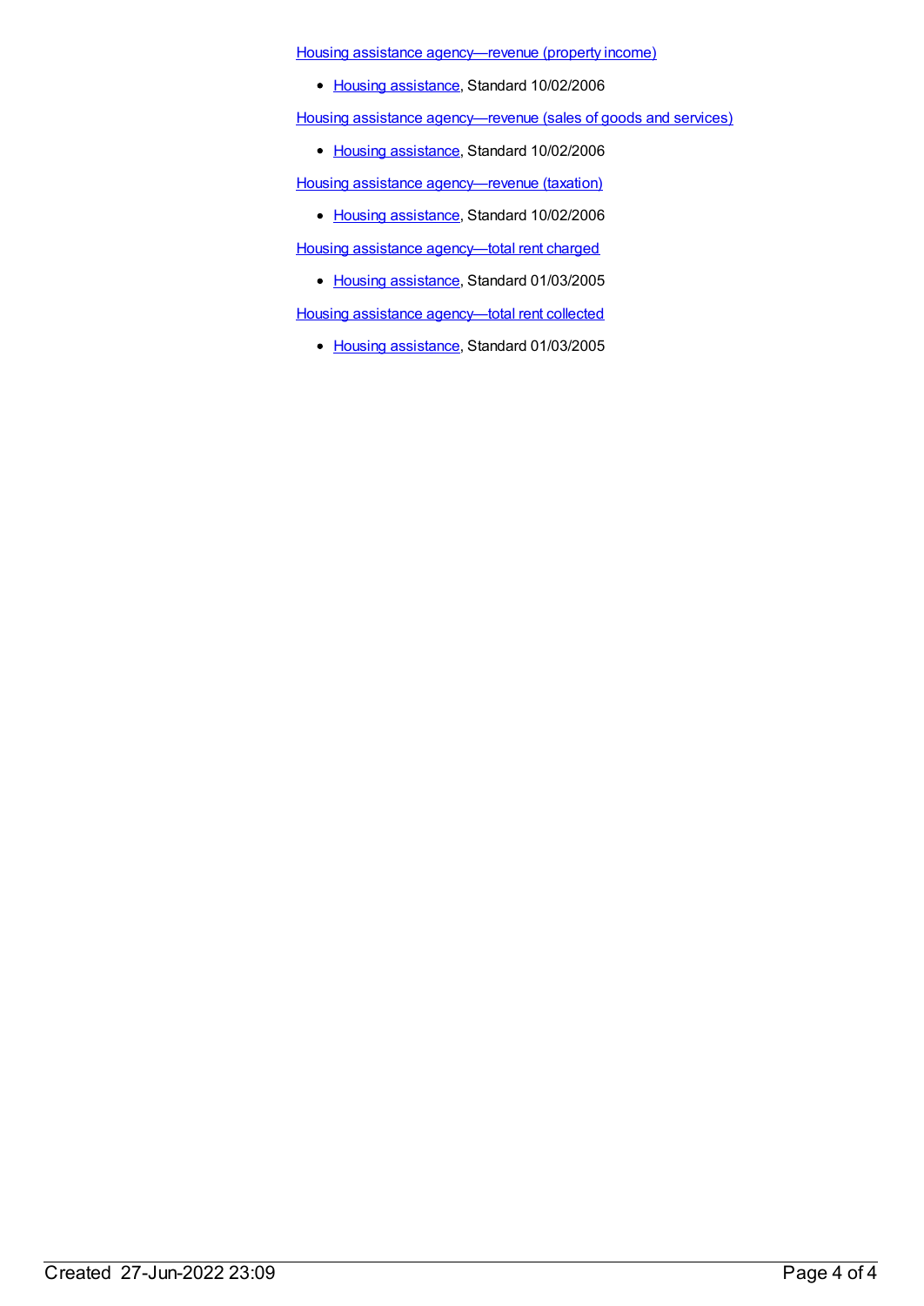Housing assistance agency—revenue (property income)

- Housing assistance, Standard 10/02/2006

Housing assistance agency—revenue (sales of goods and services)

- Housing assistance, Standard 10/02/2006

Housing assistance agency—revenue (taxation)

- Housing assistance, Standard 10/02/2006

Housing assistance agency—total rent charged

- Housing assistance, Standard 01/03/2005

Housing assistance agency—total rent collected

- Housing assistance, Standard 01/03/2005